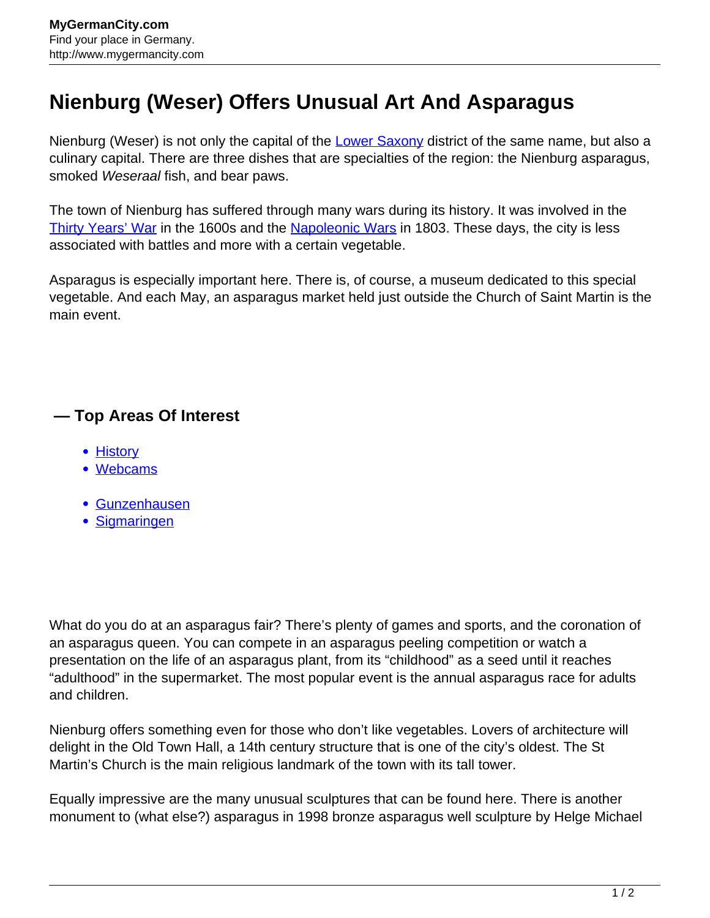# Nienburg (Weser) Offers Unusual Art And Asparagus

Nienburg (Weser) is not only the capital of the Lower Saxony district of the same name, but also a culinary capital. There are three dishes that are specialties of the region: the Nienburg asparagus, smoked *Weseraal* fish, and bear paws.

The town of Nienburg has suffered through many wars during its history. It was involved in the Thirty Years' War in the 1600s and the Napoleonic Wars in 1803. These days, the city is less associated with battles and more with a certain vegetable.

Asparagus is especially important here. There is, of course, a museum dedicated to this special vegetable. And each May, an asparagus market held just outside the Church of Saint Martin is the main event.

## — Top Areas Of Interest

- History
- Webcams

- Gunzenhausen
- Sigmaringen

What do you do at an asparagus fair? There's plenty of games and sports, and the coronation of an asparagus queen. You can compete in an asparagus peeling competition or watch a presentation on the life of an asparagus plant, from its "childhood" as a seed until it reaches "adulthood" in the supermarket. The most popular event is the annual asparagus race for adults and children.

Nienburg offers something even for those who don't like vegetables. Lovers of architecture will delight in the Old Town Hall, a 14th century structure that is one of the city's oldest. The St Martin's Church is the main religious landmark of the town with its tall tower.

Equally impressive are the many unusual sculptures that can be found here. There is another monument to (what else?) asparagus in 1998 bronze asparagus well sculpture by Helge Michael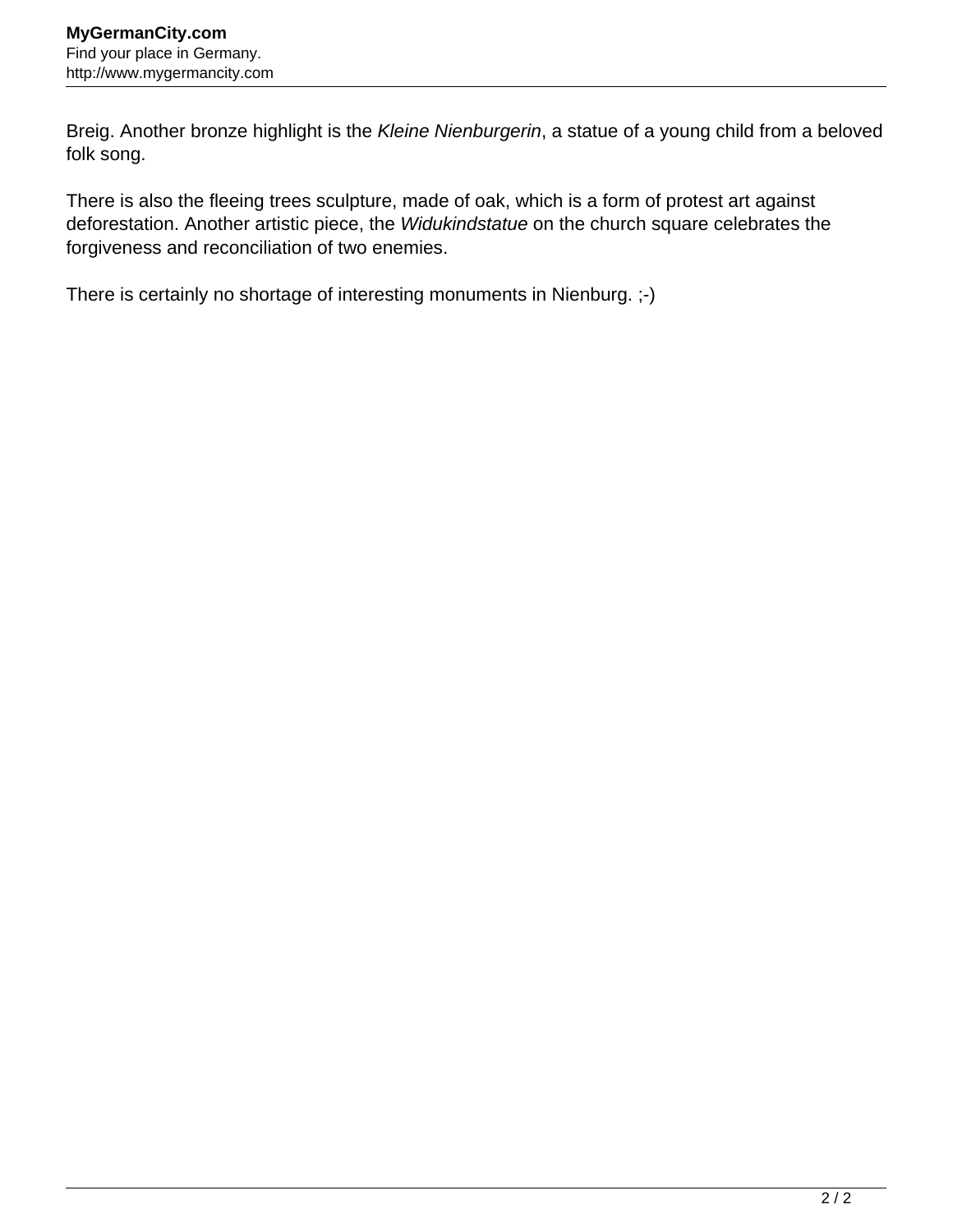Breig. Another bronze highlight is the *Kleine Nienburgerin*, a statue of a young child from a beloved folk song.

There is also the fleeing trees sculpture, made of oak, which is a form of protest art against deforestation. Another artistic piece, the *Widukindstatue* on the church square celebrates the forgiveness and reconciliation of two enemies.

There is certainly no shortage of interesting monuments in Nienburg. ;-)